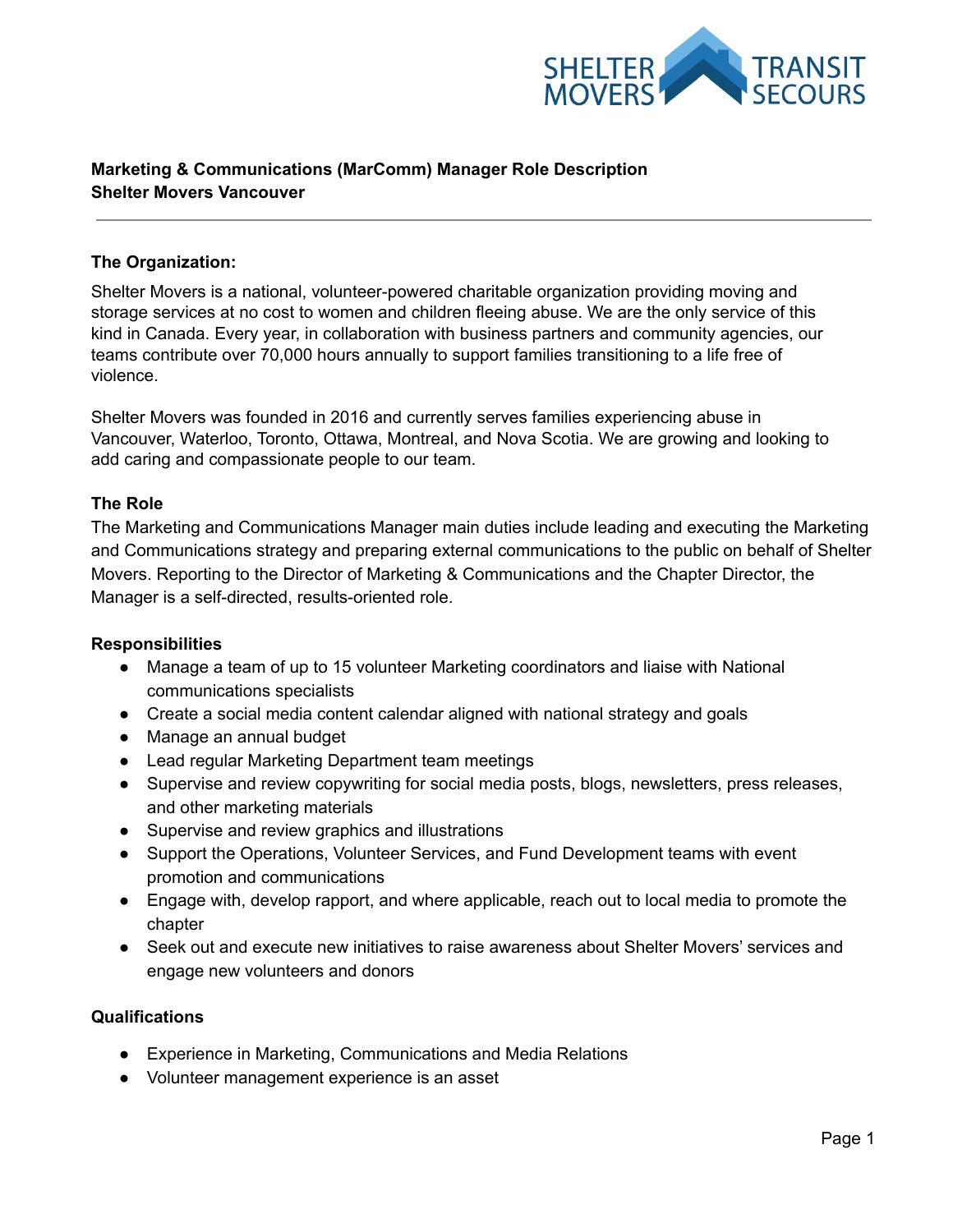**Marketing & Communications (MarComm) Manager Role Description**
**Shelter Movers Vancouver**

---

**The Organization:**

Shelter Movers is a national, volunteer-powered charitable organization providing moving and storage services at no cost to women and children fleeing abuse. We are the only service of this kind in Canada. Every year, in collaboration with business partners and community agencies, our teams contribute over 70,000 hours annually to support families transitioning to a life free of violence.

Shelter Movers was founded in 2016 and currently serves families experiencing abuse in Vancouver, Waterloo, Toronto, Ottawa, Montreal, and Nova Scotia. We are growing and looking to add caring and compassionate people to our team.

**The Role**

The Marketing and Communications Manager main duties include leading and executing the Marketing and Communications strategy and preparing external communications to the public on behalf of Shelter Movers. Reporting to the Director of Marketing & Communications and the Chapter Director, the Manager is a self-directed, results-oriented role.

**Responsibilities**

- Manage a team of up to 15 volunteer Marketing coordinators and liaise with National communications specialists
- Create a social media content calendar aligned with national strategy and goals
- Manage an annual budget
- Lead regular Marketing Department team meetings
- Supervise and review copywriting for social media posts, blogs, newsletters, press releases, and other marketing materials
- Supervise and review graphics and illustrations
- Support the Operations, Volunteer Services, and Fund Development teams with event promotion and communications
- Engage with, develop rapport, and where applicable, reach out to local media to promote the chapter
- Seek out and execute new initiatives to raise awareness about Shelter Movers' services and engage new volunteers and donors

**Qualifications**

- Experience in Marketing, Communications and Media Relations
- Volunteer management experience is an asset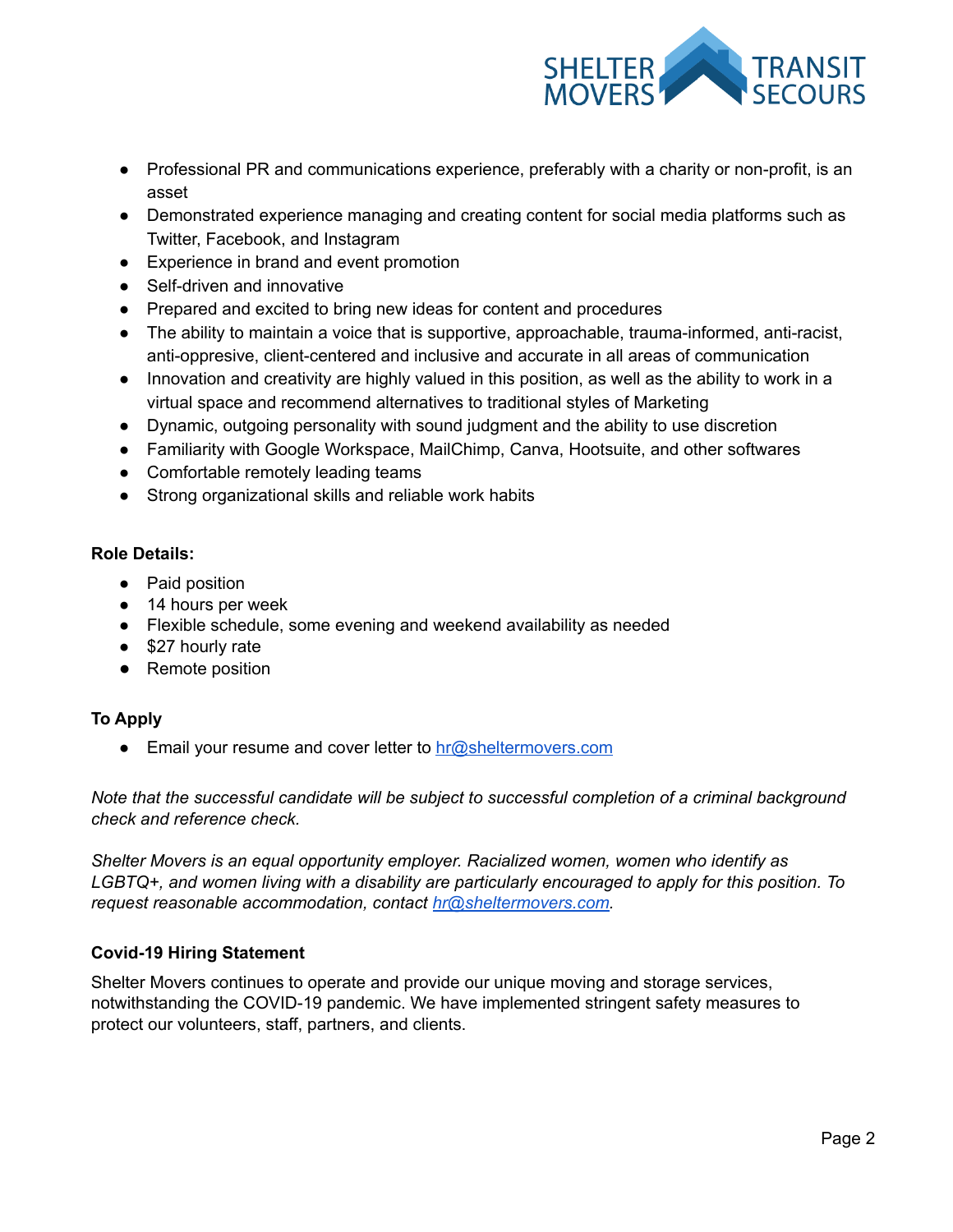- Professional PR and communications experience, preferably with a charity or non-profit, is an asset
- Demonstrated experience managing and creating content for social media platforms such as Twitter, Facebook, and Instagram
- Experience in brand and event promotion
- Self-driven and innovative
- Prepared and excited to bring new ideas for content and procedures
- The ability to maintain a voice that is supportive, approachable, trauma-informed, anti-racist, anti-oppresive, client-centered and inclusive and accurate in all areas of communication
- Innovation and creativity are highly valued in this position, as well as the ability to work in a virtual space and recommend alternatives to traditional styles of Marketing
- Dynamic, outgoing personality with sound judgment and the ability to use discretion
- Familiarity with Google Workspace, MailChimp, Canva, Hootsuite, and other softwares
- Comfortable remotely leading teams
- Strong organizational skills and reliable work habits

**Role Details:**

- Paid position
- 14 hours per week
- Flexible schedule, some evening and weekend availability as needed
- $27 hourly rate
- Remote position

**To Apply**

- Email your resume and cover letter to hr@sheltermovers.com

*Note that the successful candidate will be subject to successful completion of a criminal background check and reference check.*

*Shelter Movers is an equal opportunity employer. Racialized women, women who identify as LGBTQ+, and women living with a disability are particularly encouraged to apply for this position. To request reasonable accommodation, contact hr@sheltermovers.com.*

**Covid-19 Hiring Statement**

Shelter Movers continues to operate and provide our unique moving and storage services, notwithstanding the COVID-19 pandemic. We have implemented stringent safety measures to protect our volunteers, staff, partners, and clients.